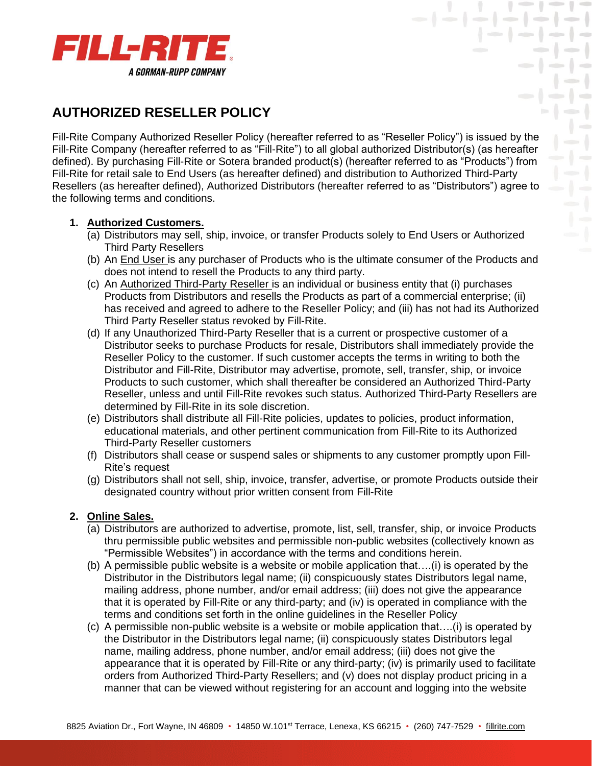FILL-RITE
A GORMAN-RUPP COMPANY

# AUTHORIZED RESELLER POLICY

Fill-Rite Company Authorized Reseller Policy (hereafter referred to as "Reseller Policy") is issued by the Fill-Rite Company (hereafter referred to as "Fill-Rite") to all global authorized Distributor(s) (as hereafter defined). By purchasing Fill-Rite or Sotera branded product(s) (hereafter referred to as "Products") from Fill-Rite for retail sale to End Users (as hereafter defined) and distribution to Authorized Third-Party Resellers (as hereafter defined), Authorized Distributors (hereafter referred to as "Distributors") agree to the following terms and conditions.

1. **Authorized Customers.**
   - (a) Distributors may sell, ship, invoice, or transfer Products solely to End Users or Authorized Third Party Resellers
   - (b) An End User is any purchaser of Products who is the ultimate consumer of the Products and does not intend to resell the Products to any third party.
   - (c) An Authorized Third-Party Reseller is an individual or business entity that (i) purchases Products from Distributors and resells the Products as part of a commercial enterprise; (ii) has received and agreed to adhere to the Reseller Policy; and (iii) has not had its Authorized Third Party Reseller status revoked by Fill-Rite.
   - (d) If any Unauthorized Third-Party Reseller that is a current or prospective customer of a Distributor seeks to purchase Products for resale, Distributors shall immediately provide the Reseller Policy to the customer. If such customer accepts the terms in writing to both the Distributor and Fill-Rite, Distributor may advertise, promote, sell, transfer, ship, or invoice Products to such customer, which shall thereafter be considered an Authorized Third-Party Reseller, unless and until Fill-Rite revokes such status. Authorized Third-Party Resellers are determined by Fill-Rite in its sole discretion.
   - (e) Distributors shall distribute all Fill-Rite policies, updates to policies, product information, educational materials, and other pertinent communication from Fill-Rite to its Authorized Third-Party Reseller customers
   - (f) Distributors shall cease or suspend sales or shipments to any customer promptly upon Fill-Rite's request
   - (g) Distributors shall not sell, ship, invoice, transfer, advertise, or promote Products outside their designated country without prior written consent from Fill-Rite

2. **Online Sales.**
   - (a) Distributors are authorized to advertise, promote, list, sell, transfer, ship, or invoice Products thru permissible public websites and permissible non-public websites (collectively known as "Permissible Websites") in accordance with the terms and conditions herein.
   - (b) A permissible public website is a website or mobile application that….(i) is operated by the Distributor in the Distributors legal name; (ii) conspicuously states Distributors legal name, mailing address, phone number, and/or email address; (iii) does not give the appearance that it is operated by Fill-Rite or any third-party; and (iv) is operated in compliance with the terms and conditions set forth in the online guidelines in the Reseller Policy
   - (c) A permissible non-public website is a website or mobile application that….(i) is operated by the Distributor in the Distributors legal name; (ii) conspicuously states Distributors legal name, mailing address, phone number, and/or email address; (iii) does not give the appearance that it is operated by Fill-Rite or any third-party; (iv) is primarily used to facilitate orders from Authorized Third-Party Resellers; and (v) does not display product pricing in a manner that can be viewed without registering for an account and logging into the website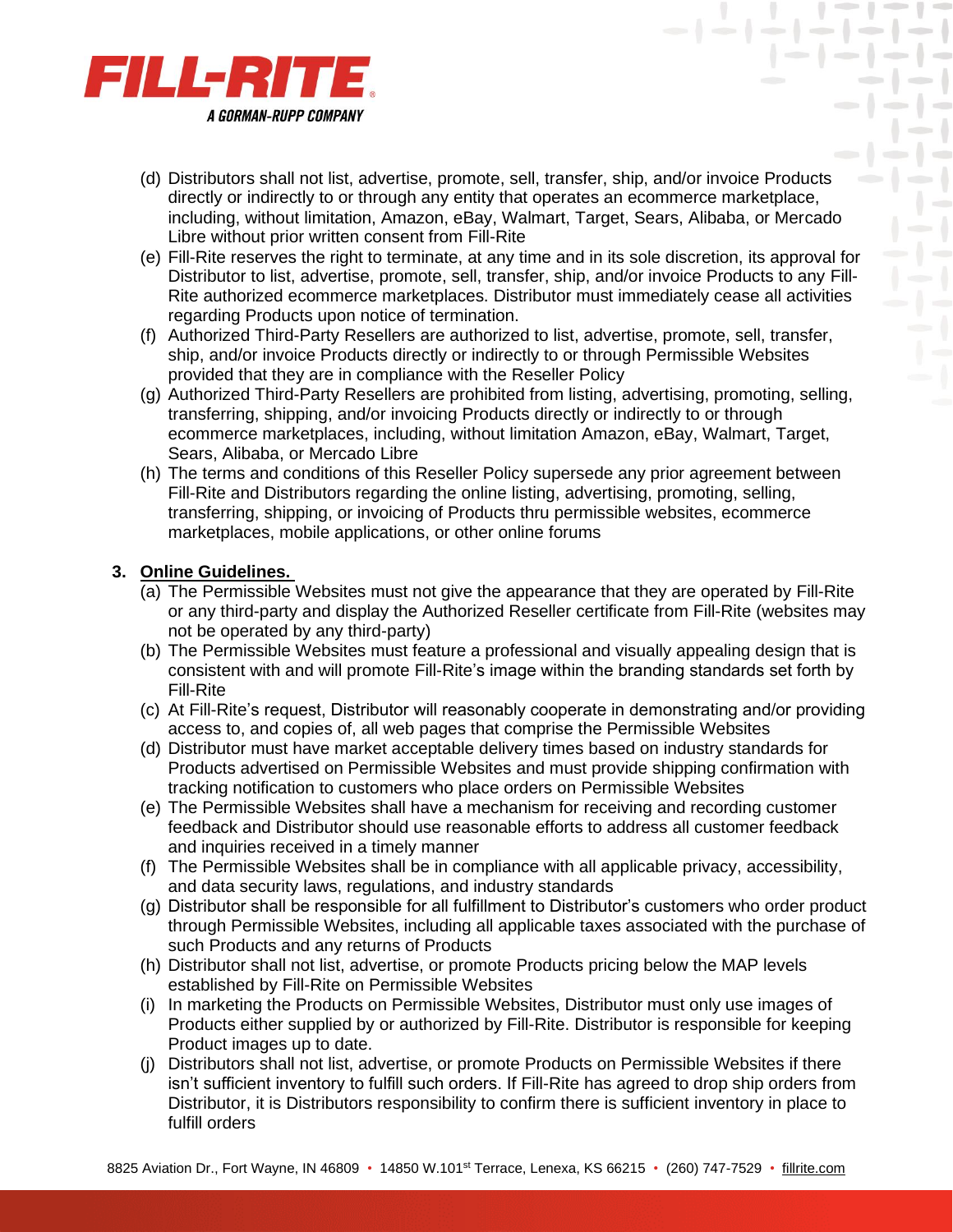(d) Distributors shall not list, advertise, promote, sell, transfer, ship, and/or invoice Products directly or indirectly to or through any entity that operates an ecommerce marketplace, including, without limitation, Amazon, eBay, Walmart, Target, Sears, Alibaba, or Mercado Libre without prior written consent from Fill-Rite

(e) Fill-Rite reserves the right to terminate, at any time and in its sole discretion, its approval for Distributor to list, advertise, promote, sell, transfer, ship, and/or invoice Products to any Fill-Rite authorized ecommerce marketplaces. Distributor must immediately cease all activities regarding Products upon notice of termination.

(f) Authorized Third-Party Resellers are authorized to list, advertise, promote, sell, transfer, ship, and/or invoice Products directly or indirectly to or through Permissible Websites provided that they are in compliance with the Reseller Policy

(g) Authorized Third-Party Resellers are prohibited from listing, advertising, promoting, selling, transferring, shipping, and/or invoicing Products directly or indirectly to or through ecommerce marketplaces, including, without limitation Amazon, eBay, Walmart, Target, Sears, Alibaba, or Mercado Libre

(h) The terms and conditions of this Reseller Policy supersede any prior agreement between Fill-Rite and Distributors regarding the online listing, advertising, promoting, selling, transferring, shipping, or invoicing of Products thru permissible websites, ecommerce marketplaces, mobile applications, or other online forums

**3. Online Guidelines.**

(a) The Permissible Websites must not give the appearance that they are operated by Fill-Rite or any third-party and display the Authorized Reseller certificate from Fill-Rite (websites may not be operated by any third-party)

(b) The Permissible Websites must feature a professional and visually appealing design that is consistent with and will promote Fill-Rite's image within the branding standards set forth by Fill-Rite

(c) At Fill-Rite's request, Distributor will reasonably cooperate in demonstrating and/or providing access to, and copies of, all web pages that comprise the Permissible Websites

(d) Distributor must have market acceptable delivery times based on industry standards for Products advertised on Permissible Websites and must provide shipping confirmation with tracking notification to customers who place orders on Permissible Websites

(e) The Permissible Websites shall have a mechanism for receiving and recording customer feedback and Distributor should use reasonable efforts to address all customer feedback and inquiries received in a timely manner

(f) The Permissible Websites shall be in compliance with all applicable privacy, accessibility, and data security laws, regulations, and industry standards

(g) Distributor shall be responsible for all fulfillment to Distributor's customers who order product through Permissible Websites, including all applicable taxes associated with the purchase of such Products and any returns of Products

(h) Distributor shall not list, advertise, or promote Products pricing below the MAP levels established by Fill-Rite on Permissible Websites

(i) In marketing the Products on Permissible Websites, Distributor must only use images of Products either supplied by or authorized by Fill-Rite. Distributor is responsible for keeping Product images up to date.

(j) Distributors shall not list, advertise, or promote Products on Permissible Websites if there isn't sufficient inventory to fulfill such orders. If Fill-Rite has agreed to drop ship orders from Distributor, it is Distributors responsibility to confirm there is sufficient inventory in place to fulfill orders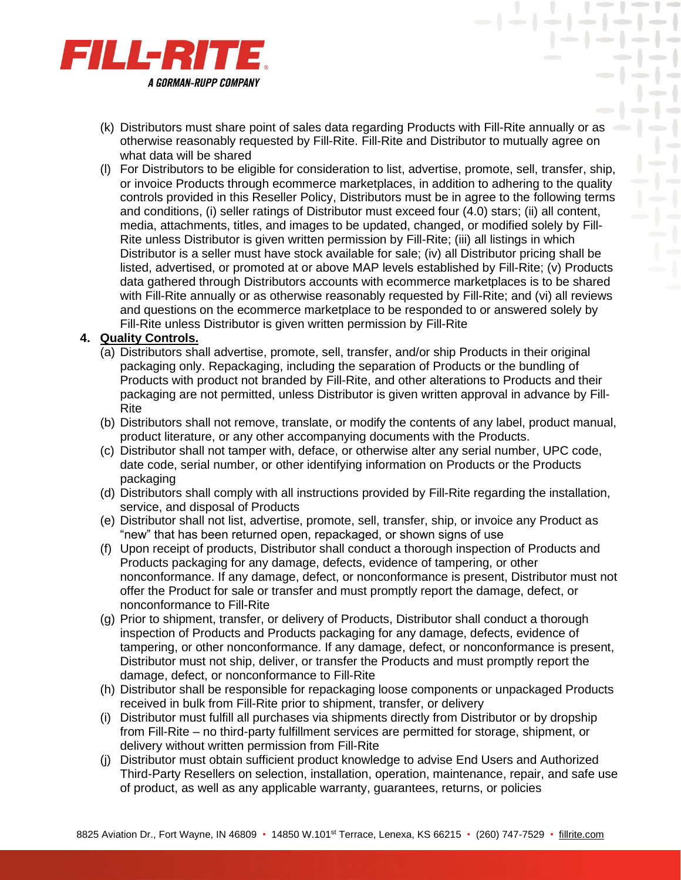(k) Distributors must share point of sales data regarding Products with Fill-Rite annually or as otherwise reasonably requested by Fill-Rite. Fill-Rite and Distributor to mutually agree on what data will be shared

(l) For Distributors to be eligible for consideration to list, advertise, promote, sell, transfer, ship, or invoice Products through ecommerce marketplaces, in addition to adhering to the quality controls provided in this Reseller Policy, Distributors must be in agree to the following terms and conditions, (i) seller ratings of Distributor must exceed four (4.0) stars; (ii) all content, media, attachments, titles, and images to be updated, changed, or modified solely by Fill-Rite unless Distributor is given written permission by Fill-Rite; (iii) all listings in which Distributor is a seller must have stock available for sale; (iv) all Distributor pricing shall be listed, advertised, or promoted at or above MAP levels established by Fill-Rite; (v) Products data gathered through Distributors accounts with ecommerce marketplaces is to be shared with Fill-Rite annually or as otherwise reasonably requested by Fill-Rite; and (vi) all reviews and questions on the ecommerce marketplace to be responded to or answered solely by Fill-Rite unless Distributor is given written permission by Fill-Rite

**4. Quality Controls.**

(a) Distributors shall advertise, promote, sell, transfer, and/or ship Products in their original packaging only. Repackaging, including the separation of Products or the bundling of Products with product not branded by Fill-Rite, and other alterations to Products and their packaging are not permitted, unless Distributor is given written approval in advance by Fill-Rite

(b) Distributors shall not remove, translate, or modify the contents of any label, product manual, product literature, or any other accompanying documents with the Products.

(c) Distributor shall not tamper with, deface, or otherwise alter any serial number, UPC code, date code, serial number, or other identifying information on Products or the Products packaging

(d) Distributors shall comply with all instructions provided by Fill-Rite regarding the installation, service, and disposal of Products

(e) Distributor shall not list, advertise, promote, sell, transfer, ship, or invoice any Product as "new" that has been returned open, repackaged, or shown signs of use

(f) Upon receipt of products, Distributor shall conduct a thorough inspection of Products and Products packaging for any damage, defects, evidence of tampering, or other nonconformance. If any damage, defect, or nonconformance is present, Distributor must not offer the Product for sale or transfer and must promptly report the damage, defect, or nonconformance to Fill-Rite

(g) Prior to shipment, transfer, or delivery of Products, Distributor shall conduct a thorough inspection of Products and Products packaging for any damage, defects, evidence of tampering, or other nonconformance. If any damage, defect, or nonconformance is present, Distributor must not ship, deliver, or transfer the Products and must promptly report the damage, defect, or nonconformance to Fill-Rite

(h) Distributor shall be responsible for repackaging loose components or unpackaged Products received in bulk from Fill-Rite prior to shipment, transfer, or delivery

(i) Distributor must fulfill all purchases via shipments directly from Distributor or by dropship from Fill-Rite – no third-party fulfillment services are permitted for storage, shipment, or delivery without written permission from Fill-Rite

(j) Distributor must obtain sufficient product knowledge to advise End Users and Authorized Third-Party Resellers on selection, installation, operation, maintenance, repair, and safe use of product, as well as any applicable warranty, guarantees, returns, or policies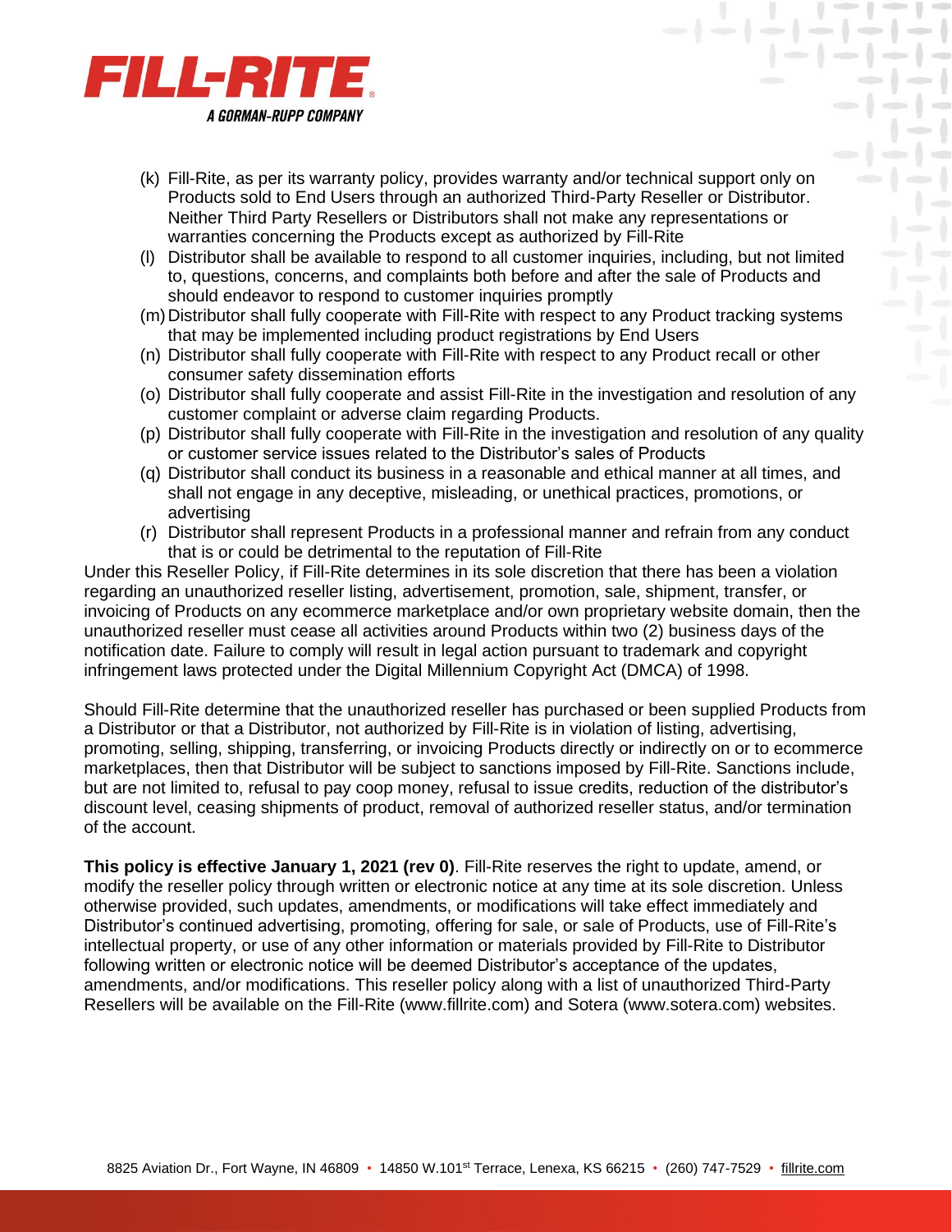(k) Fill-Rite, as per its warranty policy, provides warranty and/or technical support only on Products sold to End Users through an authorized Third-Party Reseller or Distributor. Neither Third Party Resellers or Distributors shall not make any representations or warranties concerning the Products except as authorized by Fill-Rite

(l) Distributor shall be available to respond to all customer inquiries, including, but not limited to, questions, concerns, and complaints both before and after the sale of Products and should endeavor to respond to customer inquiries promptly

(m) Distributor shall fully cooperate with Fill-Rite with respect to any Product tracking systems that may be implemented including product registrations by End Users

(n) Distributor shall fully cooperate with Fill-Rite with respect to any Product recall or other consumer safety dissemination efforts

(o) Distributor shall fully cooperate and assist Fill-Rite in the investigation and resolution of any customer complaint or adverse claim regarding Products.

(p) Distributor shall fully cooperate with Fill-Rite in the investigation and resolution of any quality or customer service issues related to the Distributor's sales of Products

(q) Distributor shall conduct its business in a reasonable and ethical manner at all times, and shall not engage in any deceptive, misleading, or unethical practices, promotions, or advertising

(r) Distributor shall represent Products in a professional manner and refrain from any conduct that is or could be detrimental to the reputation of Fill-Rite

Under this Reseller Policy, if Fill-Rite determines in its sole discretion that there has been a violation regarding an unauthorized reseller listing, advertisement, promotion, sale, shipment, transfer, or invoicing of Products on any ecommerce marketplace and/or own proprietary website domain, then the unauthorized reseller must cease all activities around Products within two (2) business days of the notification date. Failure to comply will result in legal action pursuant to trademark and copyright infringement laws protected under the Digital Millennium Copyright Act (DMCA) of 1998.

Should Fill-Rite determine that the unauthorized reseller has purchased or been supplied Products from a Distributor or that a Distributor, not authorized by Fill-Rite is in violation of listing, advertising, promoting, selling, shipping, transferring, or invoicing Products directly or indirectly on or to ecommerce marketplaces, then that Distributor will be subject to sanctions imposed by Fill-Rite. Sanctions include, but are not limited to, refusal to pay coop money, refusal to issue credits, reduction of the distributor's discount level, ceasing shipments of product, removal of authorized reseller status, and/or termination of the account.

**This policy is effective January 1, 2021 (rev 0)**. Fill-Rite reserves the right to update, amend, or modify the reseller policy through written or electronic notice at any time at its sole discretion. Unless otherwise provided, such updates, amendments, or modifications will take effect immediately and Distributor's continued advertising, promoting, offering for sale, or sale of Products, use of Fill-Rite's intellectual property, or use of any other information or materials provided by Fill-Rite to Distributor following written or electronic notice will be deemed Distributor's acceptance of the updates, amendments, and/or modifications. This reseller policy along with a list of unauthorized Third-Party Resellers will be available on the Fill-Rite (www.fillrite.com) and Sotera (www.sotera.com) websites.